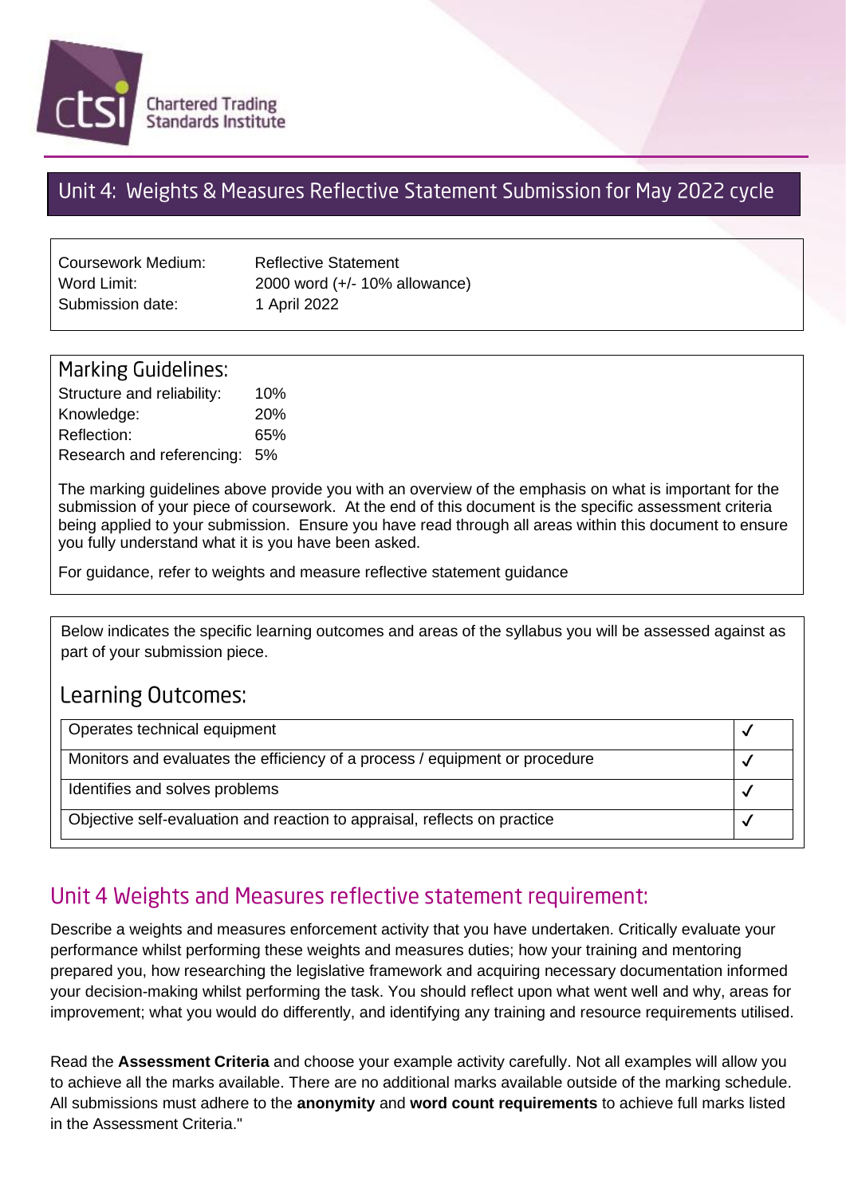Chartered Trading Standards Institute

# Unit 4: Weights & Measures Reflective Statement Submission for May 2022 cycle

| | |
|---|---|
| Coursework Medium: | Reflective Statement |
| Word Limit: | 2000 word (+/- 10% allowance) |
| Submission date: | 1 April 2022 |

## Marking Guidelines:

| | |
|---|---|
| Structure and reliability: | 10% |
| Knowledge: | 20% |
| Reflection: | 65% |
| Research and referencing: | 5% |

The marking guidelines above provide you with an overview of the emphasis on what is important for the submission of your piece of coursework. At the end of this document is the specific assessment criteria being applied to your submission. Ensure you have read through all areas within this document to ensure you fully understand what it is you have been asked.

For guidance, refer to weights and measure reflective statement guidance

Below indicates the specific learning outcomes and areas of the syllabus you will be assessed against as part of your submission piece.

## Learning Outcomes:

| | |
|---|---|
| Operates technical equipment | ✓ |
| Monitors and evaluates the efficiency of a process / equipment or procedure | ✓ |
| Identifies and solves problems | ✓ |
| Objective self-evaluation and reaction to appraisal, reflects on practice | ✓ |

## Unit 4 Weights and Measures reflective statement requirement:

Describe a weights and measures enforcement activity that you have undertaken. Critically evaluate your performance whilst performing these weights and measures duties; how your training and mentoring prepared you, how researching the legislative framework and acquiring necessary documentation informed your decision-making whilst performing the task. You should reflect upon what went well and why, areas for improvement; what you would do differently, and identifying any training and resource requirements utilised.

Read the **Assessment Criteria** and choose your example activity carefully. Not all examples will allow you to achieve all the marks available. There are no additional marks available outside of the marking schedule. All submissions must adhere to the **anonymity** and **word count requirements** to achieve full marks listed in the Assessment Criteria."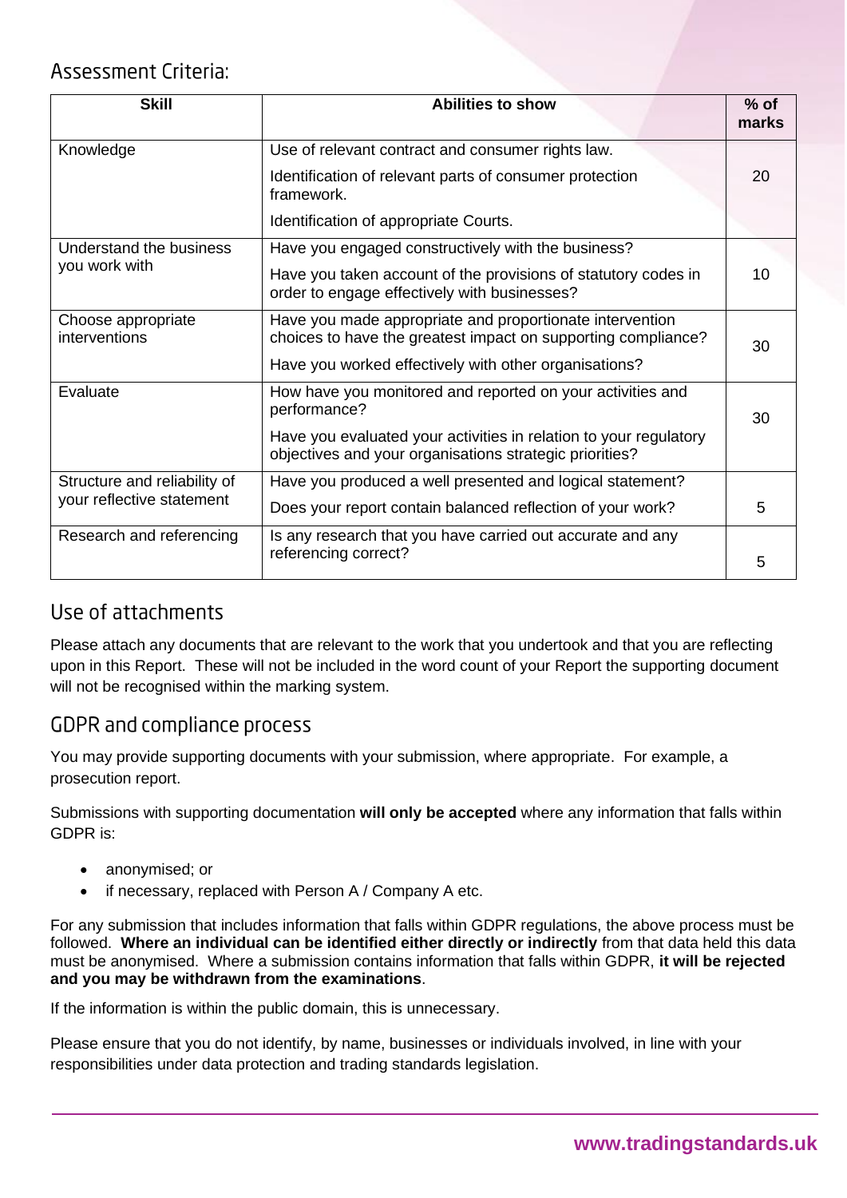## Assessment Criteria:

| Skill | Abilities to show | % of marks |
|---|---|---|
| Knowledge | Use of relevant contract and consumer rights law.<br>Identification of relevant parts of consumer protection framework.<br>Identification of appropriate Courts. | 20 |
| Understand the business you work with | Have you engaged constructively with the business?<br>Have you taken account of the provisions of statutory codes in order to engage effectively with businesses? | 10 |
| Choose appropriate interventions | Have you made appropriate and proportionate intervention choices to have the greatest impact on supporting compliance?<br>Have you worked effectively with other organisations? | 30 |
| Evaluate | How have you monitored and reported on your activities and performance?<br>Have you evaluated your activities in relation to your regulatory objectives and your organisations strategic priorities? | 30 |
| Structure and reliability of your reflective statement | Have you produced a well presented and logical statement?<br>Does your report contain balanced reflection of your work? | 5 |
| Research and referencing | Is any research that you have carried out accurate and any referencing correct? | 5 |

## Use of attachments

Please attach any documents that are relevant to the work that you undertook and that you are reflecting upon in this Report. These will not be included in the word count of your Report the supporting document will not be recognised within the marking system.

## GDPR and compliance process

You may provide supporting documents with your submission, where appropriate. For example, a prosecution report.

Submissions with supporting documentation **will only be accepted** where any information that falls within GDPR is:

- anonymised; or
- if necessary, replaced with Person A / Company A etc.

For any submission that includes information that falls within GDPR regulations, the above process must be followed. **Where an individual can be identified either directly or indirectly** from that data held this data must be anonymised. Where a submission contains information that falls within GDPR, **it will be rejected and you may be withdrawn from the examinations**.

If the information is within the public domain, this is unnecessary.

Please ensure that you do not identify, by name, businesses or individuals involved, in line with your responsibilities under data protection and trading standards legislation.